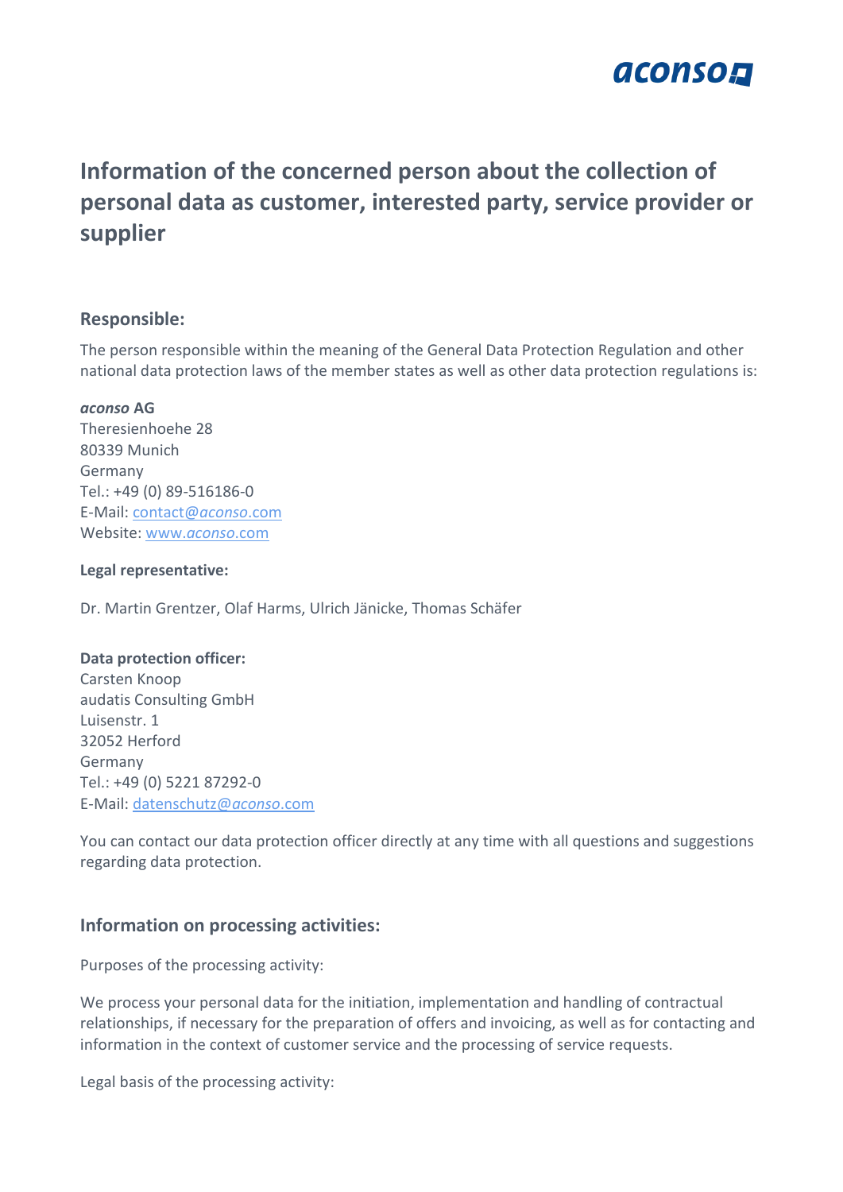# Information of the concerned person about the collection of personal data as customer, interested party, service provider or supplier

## Responsible:

The person responsible within the meaning of the General Data Protection Regulation and other national data protection laws of the member states as well as other data protection regulations is:

***aconso* AG**
Theresienhoehe 28
80339 Munich
Germany
Tel.: +49 (0) 89-516186-0
E-Mail: contact@*aconso*.com
Website: www.*aconso*.com

**Legal representative:**

Dr. Martin Grentzer, Olaf Harms, Ulrich Jänicke, Thomas Schäfer

**Data protection officer:**
Carsten Knoop
audatis Consulting GmbH
Luisenstr. 1
32052 Herford
Germany
Tel.: +49 (0) 5221 87292-0
E-Mail: datenschutz@*aconso*.com

You can contact our data protection officer directly at any time with all questions and suggestions regarding data protection.

## Information on processing activities:

Purposes of the processing activity:

We process your personal data for the initiation, implementation and handling of contractual relationships, if necessary for the preparation of offers and invoicing, as well as for contacting and information in the context of customer service and the processing of service requests.

Legal basis of the processing activity: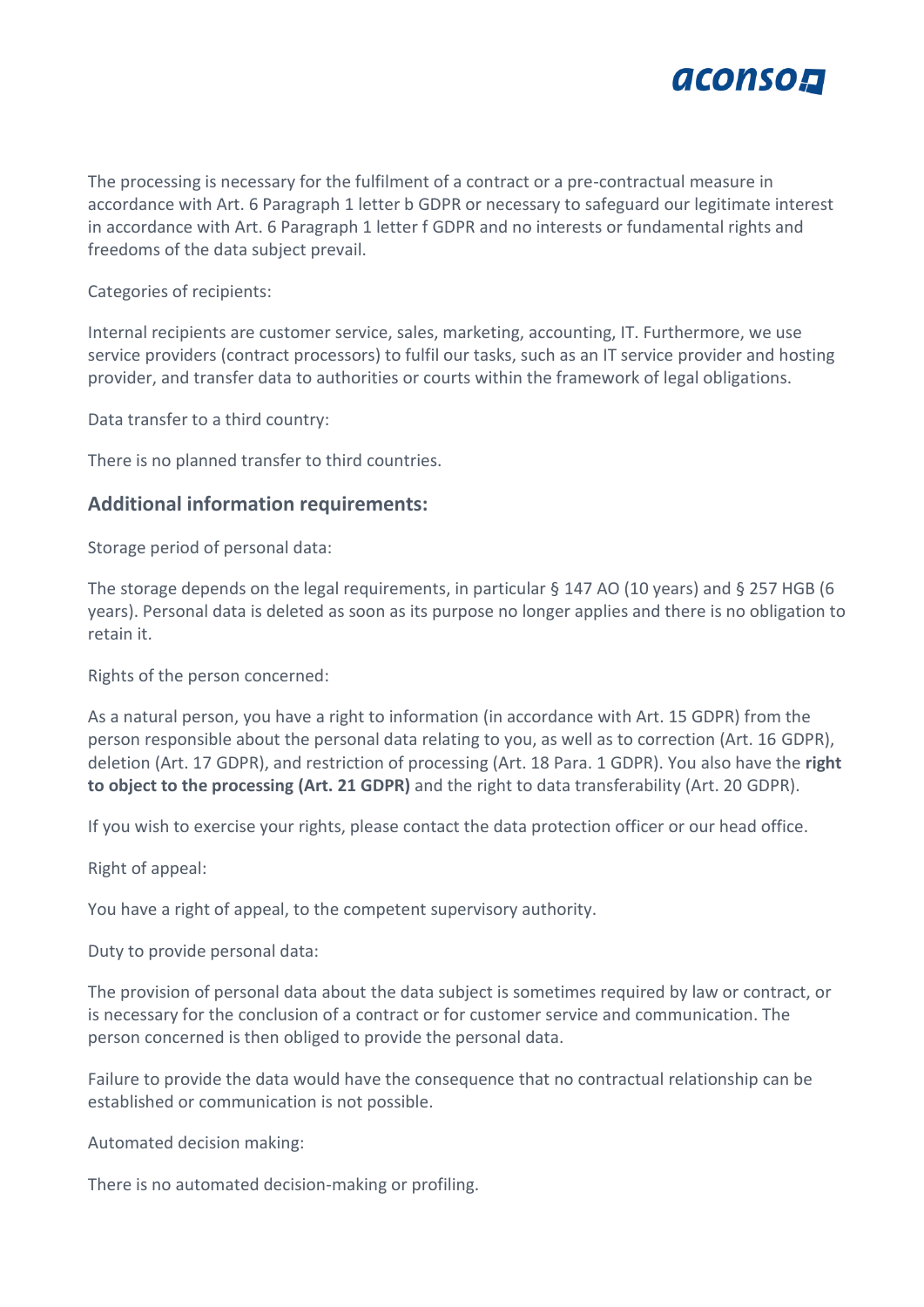The processing is necessary for the fulfilment of a contract or a pre-contractual measure in accordance with Art. 6 Paragraph 1 letter b GDPR or necessary to safeguard our legitimate interest in accordance with Art. 6 Paragraph 1 letter f GDPR and no interests or fundamental rights and freedoms of the data subject prevail.

Categories of recipients:

Internal recipients are customer service, sales, marketing, accounting, IT. Furthermore, we use service providers (contract processors) to fulfil our tasks, such as an IT service provider and hosting provider, and transfer data to authorities or courts within the framework of legal obligations.

Data transfer to a third country:

There is no planned transfer to third countries.

## Additional information requirements:

Storage period of personal data:

The storage depends on the legal requirements, in particular § 147 AO (10 years) and § 257 HGB (6 years). Personal data is deleted as soon as its purpose no longer applies and there is no obligation to retain it.

Rights of the person concerned:

As a natural person, you have a right to information (in accordance with Art. 15 GDPR) from the person responsible about the personal data relating to you, as well as to correction (Art. 16 GDPR), deletion (Art. 17 GDPR), and restriction of processing (Art. 18 Para. 1 GDPR). You also have the **right to object to the processing (Art. 21 GDPR)** and the right to data transferability (Art. 20 GDPR).

If you wish to exercise your rights, please contact the data protection officer or our head office.

Right of appeal:

You have a right of appeal, to the competent supervisory authority.

Duty to provide personal data:

The provision of personal data about the data subject is sometimes required by law or contract, or is necessary for the conclusion of a contract or for customer service and communication. The person concerned is then obliged to provide the personal data.

Failure to provide the data would have the consequence that no contractual relationship can be established or communication is not possible.

Automated decision making:

There is no automated decision-making or profiling.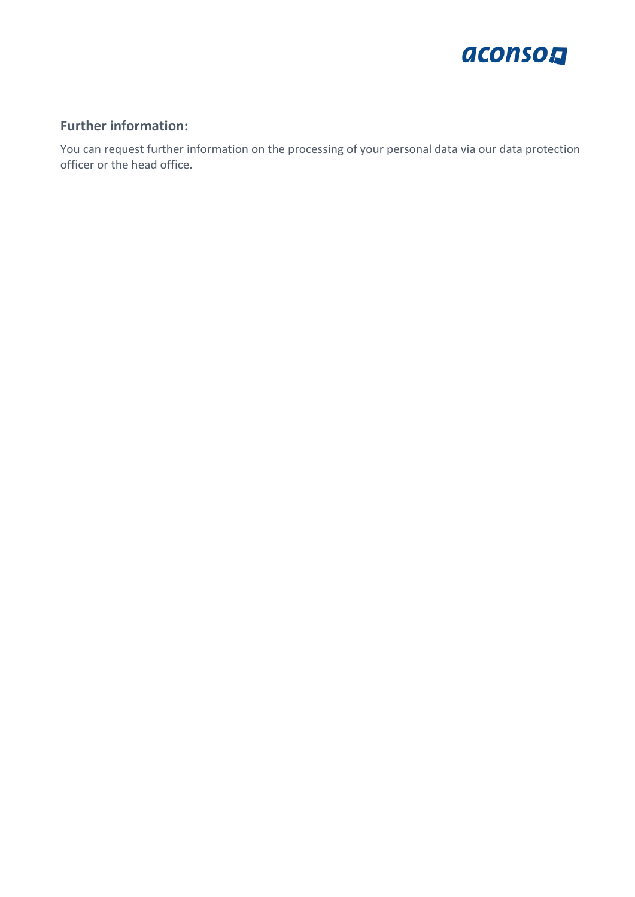### Further information:

You can request further information on the processing of your personal data via our data protection officer or the head office.